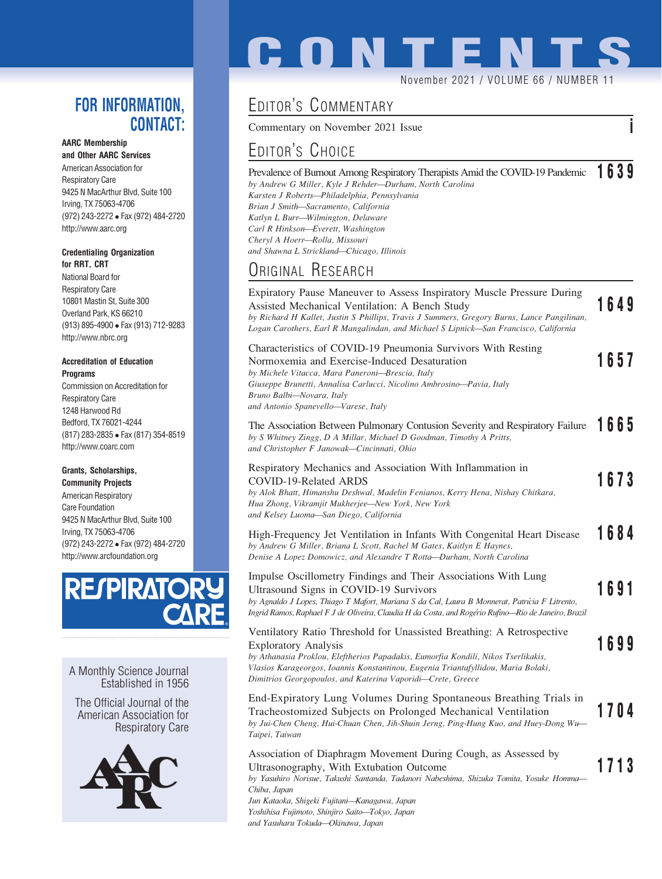# CONTENTS

November 2021 / VOLUME 66 / NUMBER 11

## FOR INFORMATION, CONTACT:

**AARC Membership and Other AARC Services**
American Association for Respiratory Care
9425 N MacArthur Blvd, Suite 100
Irving, TX 75063-4706
(972) 243-2272 • Fax (972) 484-2720
http://www.aarc.org

**Credentialing Organization for RRT, CRT**
National Board for Respiratory Care
10801 Mastin St, Suite 300
Overland Park, KS 66210
(913) 895-4900 • Fax (913) 712-9283
http://www.nbrc.org

**Accreditation of Education Programs**
Commission on Accreditation for Respiratory Care
1248 Harwood Rd
Bedford, TX 76021-4244
(817) 283-2835 • Fax (817) 354-8519
http://www.coarc.com

**Grants, Scholarships, Community Projects**
American Respiratory Care Foundation
9425 N MacArthur Blvd, Suite 100
Irving, TX 75063-4706
(972) 243-2272 • Fax (972) 484-2720
http://www.arcfoundation.org

RESPIRATORY CARE

A Monthly Science Journal Established in 1956

The Official Journal of the American Association for Respiratory Care

## Editor's Commentary

Commentary on November 2021 Issue — **i**

## Editor's Choice

Prevalence of Burnout Among Respiratory Therapists Amid the COVID-19 Pandemic — **1639**
*by Andrew G Miller, Kyle J Rehder—Durham, North Carolina*
*Karsten J Roberts—Philadelphia, Pennsylvania*
*Brian J Smith—Sacramento, California*
*Katlyn L Burr—Wilmington, Delaware*
*Carl R Hinkson—Everett, Washington*
*Cheryl A Hoerr—Rolla, Missouri*
*and Shawna L Strickland—Chicago, Illinois*

## Original Research

Expiratory Pause Maneuver to Assess Inspiratory Muscle Pressure During Assisted Mechanical Ventilation: A Bench Study — **1649**
*by Richard H Kallet, Justin S Phillips, Travis J Summers, Gregory Burns, Lance Pangilinan, Logan Carothers, Earl R Mangalindan, and Michael S Lipnick—San Francisco, California*

Characteristics of COVID-19 Pneumonia Survivors With Resting Normoxemia and Exercise-Induced Desaturation — **1657**
*by Michele Vitacca, Mara Paneroni—Brescia, Italy*
*Giuseppe Brunetti, Annalisa Carlucci, Nicolino Ambrosino—Pavia, Italy*
*Bruno Balbi—Novara, Italy*
*and Antonio Spanevello—Varese, Italy*

The Association Between Pulmonary Contusion Severity and Respiratory Failure — **1665**
*by S Whitney Zingg, D A Millar, Michael D Goodman, Timothy A Pritts, and Christopher F Janowak—Cincinnati, Ohio*

Respiratory Mechanics and Association With Inflammation in COVID-19-Related ARDS — **1673**
*by Alok Bhatt, Himanshu Deshwal, Madelin Fenianos, Kerry Hena, Nishay Chitkara, Hua Zhong, Vikramjit Mukherjee—New York, New York*
*and Kelsey Luoma—San Diego, California*

High-Frequency Jet Ventilation in Infants With Congenital Heart Disease — **1684**
*by Andrew G Miller, Briana L Scott, Rachel M Gates, Kaitlyn E Haynes, Denise A Lopez Domowicz, and Alexandre T Rotta—Durham, North Carolina*

Impulse Oscillometry Findings and Their Associations With Lung Ultrasound Signs in COVID-19 Survivors — **1691**
*by Agnaldo J Lopes, Thiago T Mafort, Mariana S da Cal, Laura B Monnerat, Patrícia F Litrento, Ingrid Ramos, Raphael F J de Oliveira, Claudia H da Costa, and Rogério Rufino—Rio de Janeiro, Brazil*

Ventilatory Ratio Threshold for Unassisted Breathing: A Retrospective Exploratory Analysis — **1699**
*by Athanasia Proklou, Eleftherios Papadakis, Eumorfia Kondili, Nikos Tserlikakis, Vlasios Karageorgos, Ioannis Konstantinou, Eugenia Triantafyllidou, Maria Bolaki, Dimitrios Georgopoulos, and Katerina Vaporidi—Crete, Greece*

End-Expiratory Lung Volumes During Spontaneous Breathing Trials in Tracheostomized Subjects on Prolonged Mechanical Ventilation — **1704**
*by Jui-Chen Cheng, Hui-Chuan Chen, Jih-Shuin Jerng, Ping-Hung Kuo, and Huey-Dong Wu—Taipei, Taiwan*

Association of Diaphragm Movement During Cough, as Assessed by Ultrasonography, With Extubation Outcome — **1713**
*by Yasuhiro Norisue, Takushi Santanda, Tadanori Nabeshima, Shizuka Tomita, Yosuke Homma—Chiba, Japan*
*Jun Kataoka, Shigeki Fujitani—Kanagawa, Japan*
*Yoshihisa Fujimoto, Shinjiro Saito—Tokyo, Japan*
*and Yasuharu Tokuda—Okinawa, Japan*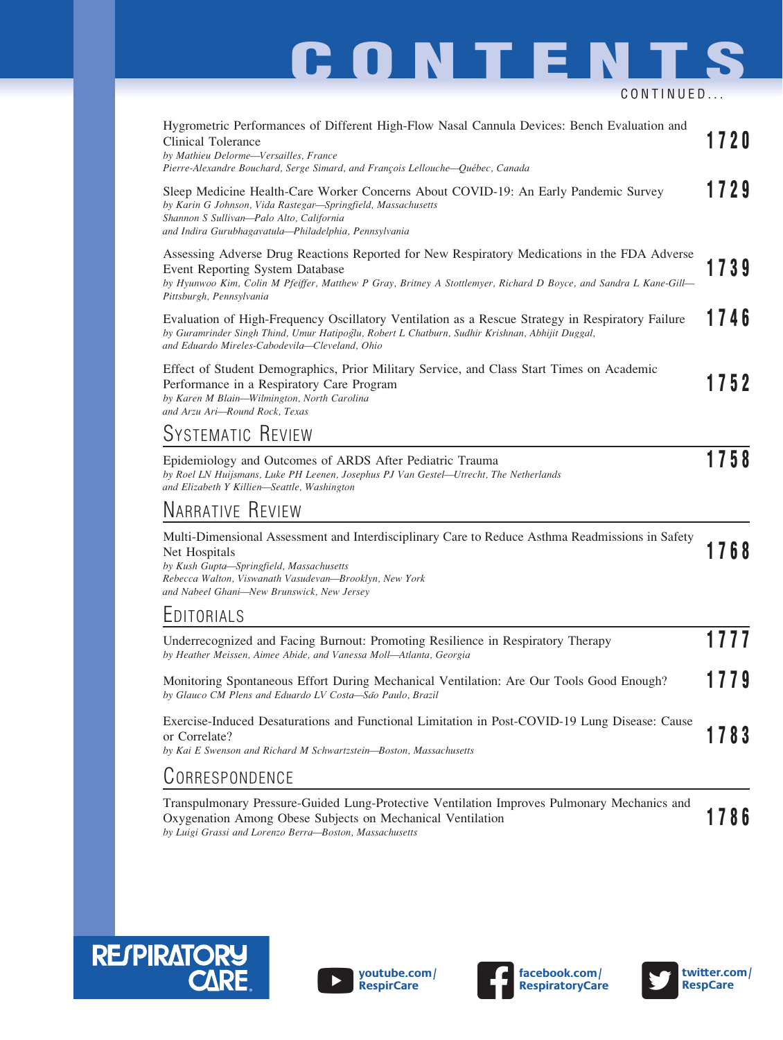# CONTENTS

CONTINUED...

Hygrometric Performances of Different High-Flow Nasal Cannula Devices: Bench Evaluation and Clinical Tolerance **1720**
*by Mathieu Delorme—Versailles, France*
*Pierre-Alexandre Bouchard, Serge Simard, and François Lellouche—Québec, Canada*

Sleep Medicine Health-Care Worker Concerns About COVID-19: An Early Pandemic Survey **1729**
*by Karin G Johnson, Vida Rastegar—Springfield, Massachusetts*
*Shannon S Sullivan—Palo Alto, California*
*and Indira Gurubhagavatula—Philadelphia, Pennsylvania*

Assessing Adverse Drug Reactions Reported for New Respiratory Medications in the FDA Adverse Event Reporting System Database **1739**
*by Hyunwoo Kim, Colin M Pfeiffer, Matthew P Gray, Britney A Stottlemyer, Richard D Boyce, and Sandra L Kane-Gill—Pittsburgh, Pennsylvania*

Evaluation of High-Frequency Oscillatory Ventilation as a Rescue Strategy in Respiratory Failure **1746**
*by Guramrinder Singh Thind, Umur Hatipoğlu, Robert L Chatburn, Sudhir Krishnan, Abhijit Duggal, and Eduardo Mireles-Cabodevila—Cleveland, Ohio*

Effect of Student Demographics, Prior Military Service, and Class Start Times on Academic Performance in a Respiratory Care Program **1752**
*by Karen M Blain—Wilmington, North Carolina*
*and Arzu Ari—Round Rock, Texas*

## Systematic Review

Epidemiology and Outcomes of ARDS After Pediatric Trauma **1758**
*by Roel LN Huijsmans, Luke PH Leenen, Josephus PJ Van Gestel—Utrecht, The Netherlands*
*and Elizabeth Y Killien—Seattle, Washington*

## Narrative Review

Multi-Dimensional Assessment and Interdisciplinary Care to Reduce Asthma Readmissions in Safety Net Hospitals **1768**
*by Kush Gupta—Springfield, Massachusetts*
*Rebecca Walton, Viswanath Vasudevan—Brooklyn, New York*
*and Nabeel Ghani—New Brunswick, New Jersey*

## Editorials

Underrecognized and Facing Burnout: Promoting Resilience in Respiratory Therapy **1777**
*by Heather Meissen, Aimee Abide, and Vanessa Moll—Atlanta, Georgia*

Monitoring Spontaneous Effort During Mechanical Ventilation: Are Our Tools Good Enough? **1779**
*by Glauco CM Plens and Eduardo LV Costa—São Paulo, Brazil*

Exercise-Induced Desaturations and Functional Limitation in Post-COVID-19 Lung Disease: Cause or Correlate? **1783**
*by Kai E Swenson and Richard M Schwartzstein—Boston, Massachusetts*

## Correspondence

Transpulmonary Pressure-Guided Lung-Protective Ventilation Improves Pulmonary Mechanics and Oxygenation Among Obese Subjects on Mechanical Ventilation **1786**
*by Luigi Grassi and Lorenzo Berra—Boston, Massachusetts*

RESPIRATORY CARE

youtube.com/RespirCare

facebook.com/RespiratoryCare

twitter.com/RespCare